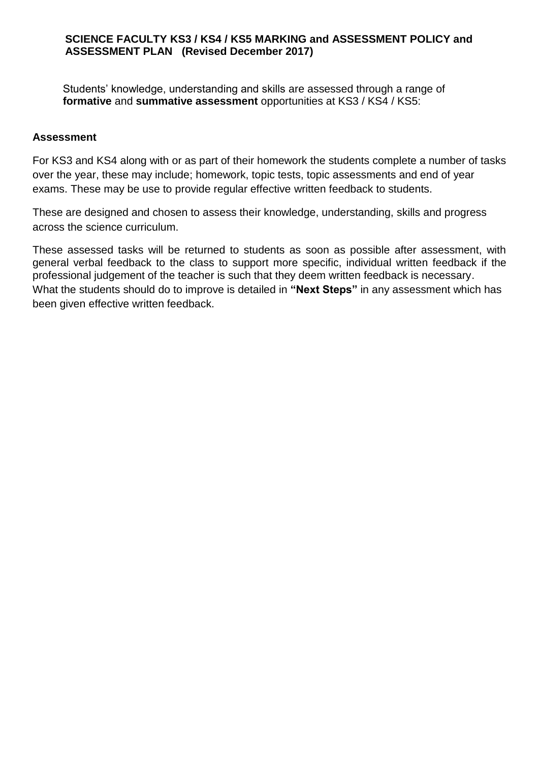# SCIENCE FACULTY KS3 / KS4 / KS5 MARKING and ASSESSMENT POLICY and ASSESSMENT PLAN (Revised December 2017)

Students' knowledge, understanding and skills are assessed through a range of **formative** and **summative assessment** opportunities at KS3 / KS4 / KS5:

## Assessment

For KS3 and KS4 along with or as part of their homework the students complete a number of tasks over the year, these may include; homework, topic tests, topic assessments and end of year exams. These may be use to provide regular effective written feedback to students.

These are designed and chosen to assess their knowledge, understanding, skills and progress across the science curriculum.

These assessed tasks will be returned to students as soon as possible after assessment, with general verbal feedback to the class to support more specific, individual written feedback if the professional judgement of the teacher is such that they deem written feedback is necessary. What the students should do to improve is detailed in **"Next Steps"** in any assessment which has been given effective written feedback.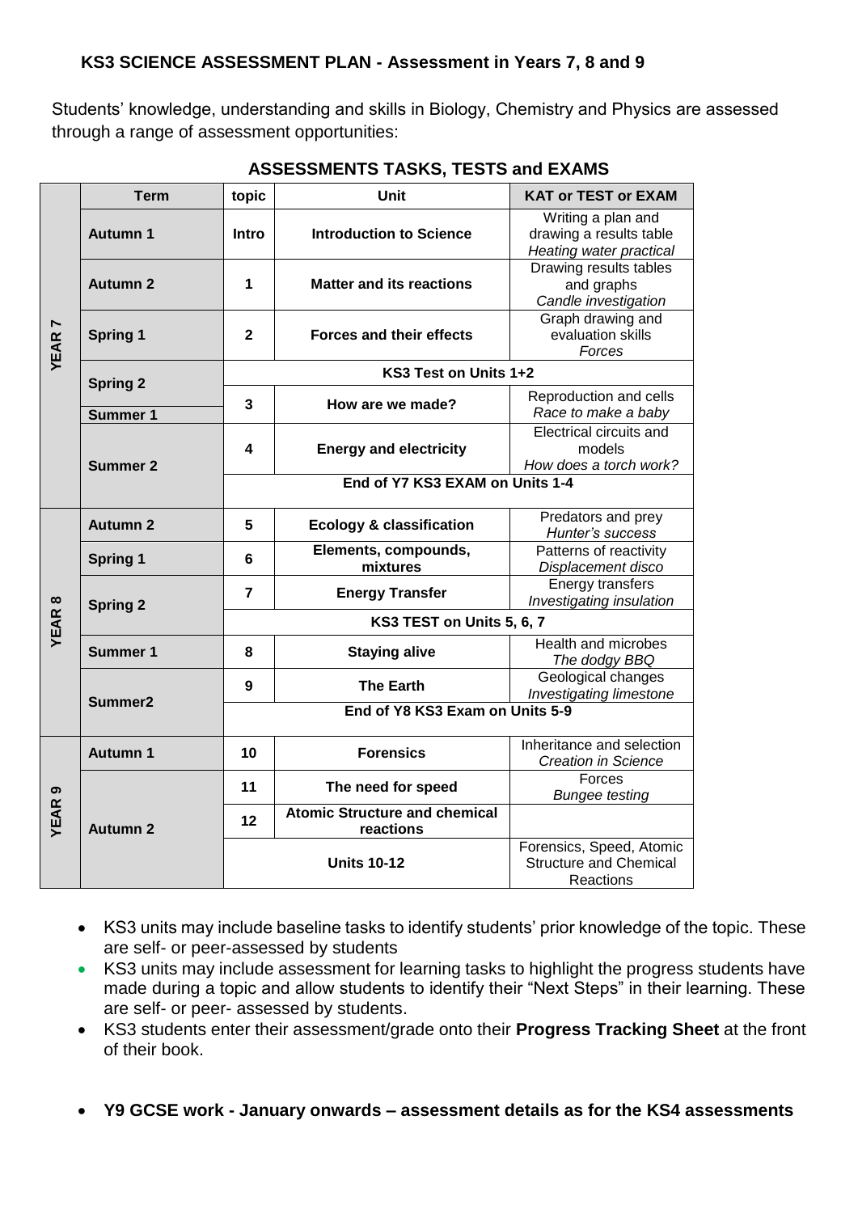**KS3 SCIENCE ASSESSMENT PLAN - Assessment in Years 7, 8 and 9**

Students' knowledge, understanding and skills in Biology, Chemistry and Physics are assessed through a range of assessment opportunities:

**ASSESSMENTS TASKS, TESTS and EXAMS**

| | Term | topic | Unit | KAT or TEST or EXAM |
|---|---|---|---|---|
| **YEAR 7** | **Autumn 1** | **Intro** | **Introduction to Science** | Writing a plan and drawing a results table *Heating water practical* |
| | **Autumn 2** | **1** | **Matter and its reactions** | Drawing results tables and graphs *Candle investigation* |
| | **Spring 1** | **2** | **Forces and their effects** | Graph drawing and evaluation skills *Forces* |
| | **Spring 2** | **KS3 Test on Units 1+2** | | |
| | **Summer 1** | **3** | **How are we made?** | Reproduction and cells *Race to make a baby* |
| | **Summer 2** | **4** | **Energy and electricity** | Electrical circuits and models *How does a torch work?* |
| | | **End of Y7 KS3 EXAM on Units 1-4** | | |
| **YEAR 8** | **Autumn 2** | **5** | **Ecology & classification** | Predators and prey *Hunter's success* |
| | **Spring 1** | **6** | **Elements, compounds, mixtures** | Patterns of reactivity *Displacement disco* |
| | **Spring 2** | **7** | **Energy Transfer** | Energy transfers *Investigating insulation* |
| | | **KS3 TEST on Units 5, 6, 7** | | |
| | **Summer 1** | **8** | **Staying alive** | Health and microbes *The dodgy BBQ* |
| | **Summer2** | **9** | **The Earth** | Geological changes *Investigating limestone* |
| | | **End of Y8 KS3 Exam on Units 5-9** | | |
| **YEAR 9** | **Autumn 1** | **10** | **Forensics** | Inheritance and selection *Creation in Science* |
| | **Autumn 2** | **11** | **The need for speed** | Forces *Bungee testing* |
| | | **12** | **Atomic Structure and chemical reactions** | |
| | | **Units 10-12** | | Forensics, Speed, Atomic Structure and Chemical Reactions |

- KS3 units may include baseline tasks to identify students' prior knowledge of the topic. These are self- or peer-assessed by students
- KS3 units may include assessment for learning tasks to highlight the progress students have made during a topic and allow students to identify their "Next Steps" in their learning. These are self- or peer- assessed by students.
- KS3 students enter their assessment/grade onto their **Progress Tracking Sheet** at the front of their book.

- **Y9 GCSE work - January onwards – assessment details as for the KS4 assessments**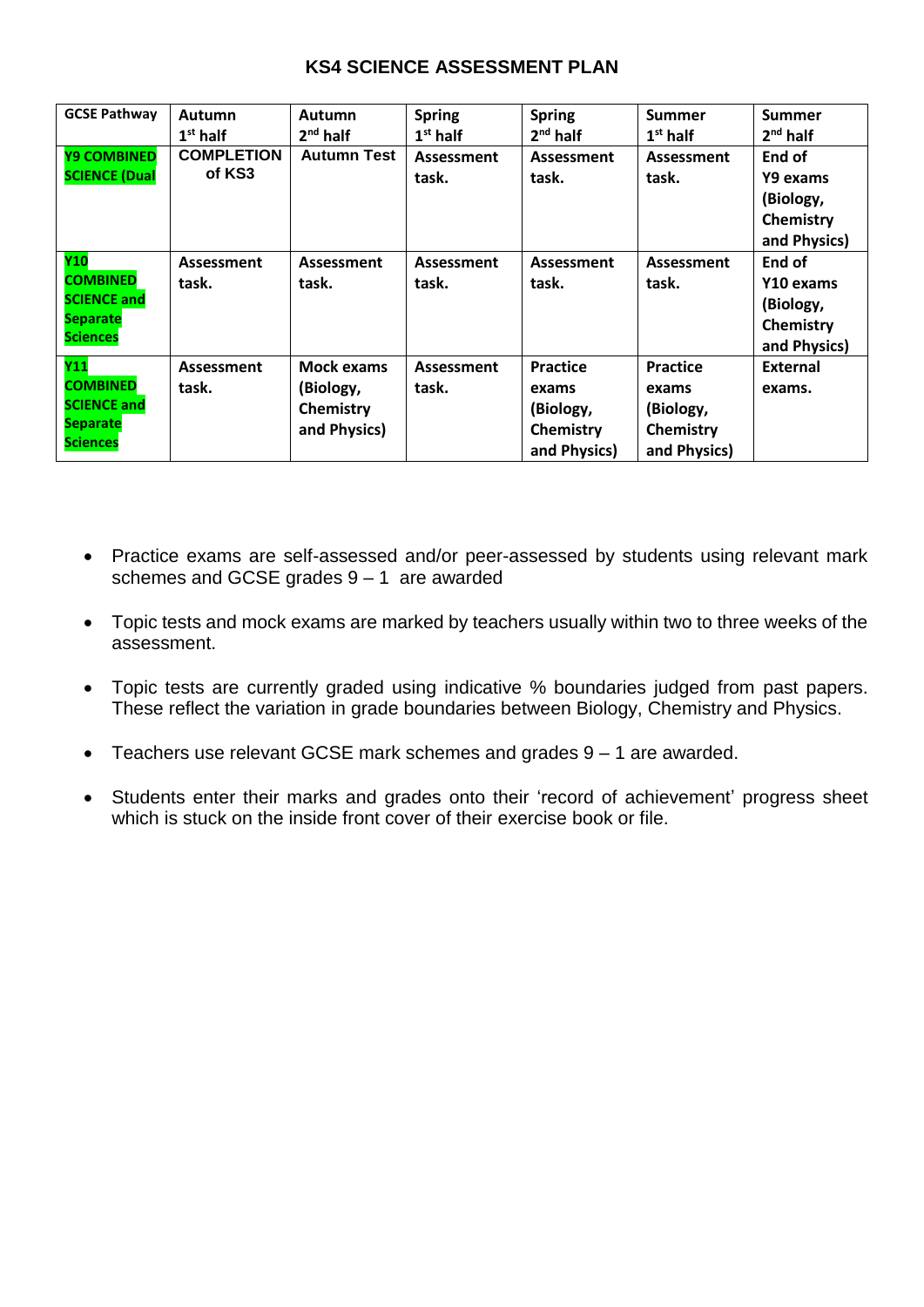# KS4 SCIENCE ASSESSMENT PLAN

| GCSE Pathway | Autumn 1st half | Autumn 2nd half | Spring 1st half | Spring 2nd half | Summer 1st half | Summer 2nd half |
|---|---|---|---|---|---|---|
| **Y9 COMBINED SCIENCE (Dual** | **COMPLETION of KS3** | **Autumn Test** | **Assessment task.** | **Assessment task.** | **Assessment task.** | **End of Y9 exams (Biology, Chemistry and Physics)** |
| **Y10 COMBINED SCIENCE and Separate Sciences** | **Assessment task.** | **Assessment task.** | **Assessment task.** | **Assessment task.** | **Assessment task.** | **End of Y10 exams (Biology, Chemistry and Physics)** |
| **Y11 COMBINED SCIENCE and Separate Sciences** | **Assessment task.** | **Mock exams (Biology, Chemistry and Physics)** | **Assessment task.** | **Practice exams (Biology, Chemistry and Physics)** | **Practice exams (Biology, Chemistry and Physics)** | **External exams.** |

- Practice exams are self-assessed and/or peer-assessed by students using relevant mark schemes and GCSE grades 9 – 1 are awarded
- Topic tests and mock exams are marked by teachers usually within two to three weeks of the assessment.
- Topic tests are currently graded using indicative % boundaries judged from past papers. These reflect the variation in grade boundaries between Biology, Chemistry and Physics.
- Teachers use relevant GCSE mark schemes and grades 9 – 1 are awarded.
- Students enter their marks and grades onto their 'record of achievement' progress sheet which is stuck on the inside front cover of their exercise book or file.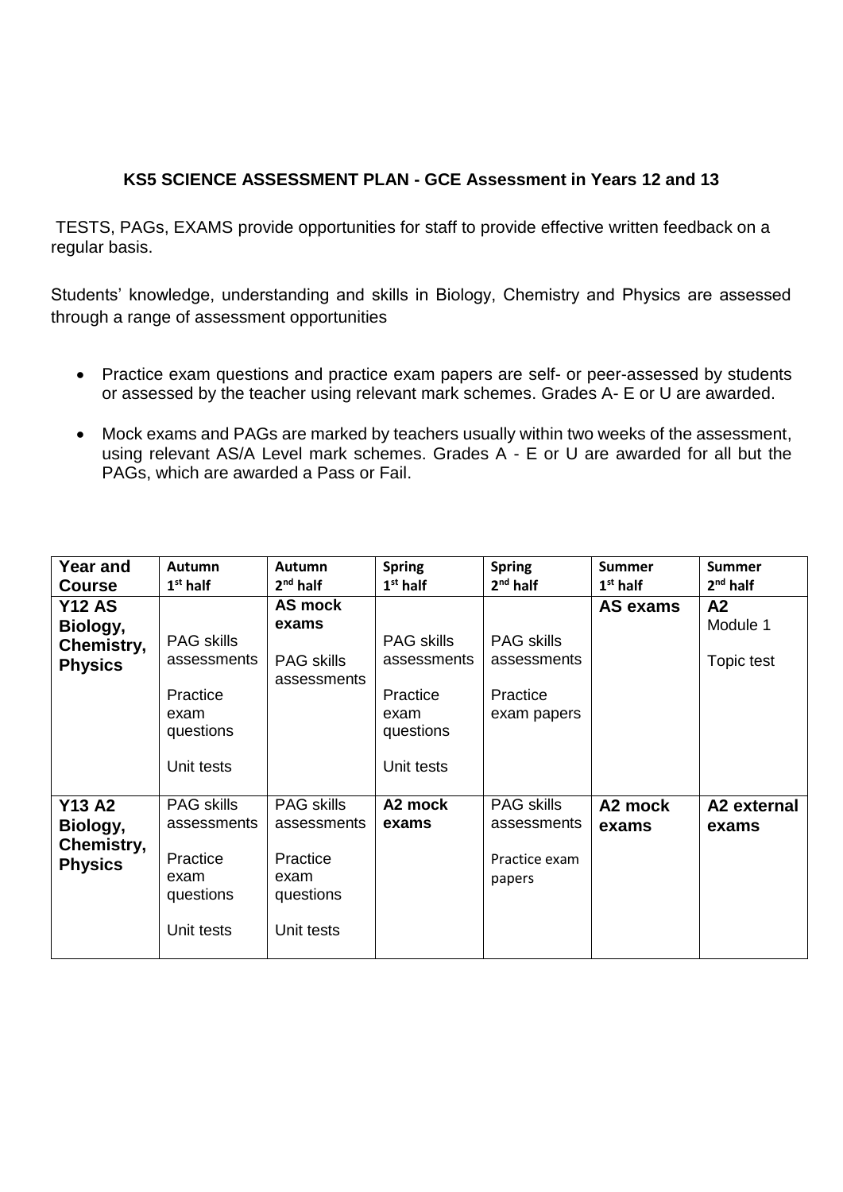**KS5 SCIENCE ASSESSMENT PLAN - GCE Assessment in Years 12 and 13**

TESTS, PAGs, EXAMS provide opportunities for staff to provide effective written feedback on a regular basis.

Students' knowledge, understanding and skills in Biology, Chemistry and Physics are assessed through a range of assessment opportunities

- Practice exam questions and practice exam papers are self- or peer-assessed by students or assessed by the teacher using relevant mark schemes. Grades A- E or U are awarded.
- Mock exams and PAGs are marked by teachers usually within two weeks of the assessment, using relevant AS/A Level mark schemes. Grades A - E or U are awarded for all but the PAGs, which are awarded a Pass or Fail.

| Year and Course | Autumn 1st half | Autumn 2nd half | Spring 1st half | Spring 2nd half | Summer 1st half | Summer 2nd half |
|---|---|---|---|---|---|---|
| **Y12 AS Biology, Chemistry, Physics** | PAG skills assessments<br><br>Practice exam questions<br><br>Unit tests | **AS mock exams**<br><br>PAG skills assessments | PAG skills assessments<br><br>Practice exam questions<br><br>Unit tests | PAG skills assessments<br><br>Practice exam papers | **AS exams** | **A2**<br>Module 1<br><br>Topic test |
| **Y13 A2 Biology, Chemistry, Physics** | PAG skills assessments<br><br>Practice exam questions<br><br>Unit tests | PAG skills assessments<br><br>Practice exam questions<br><br>Unit tests | **A2 mock exams** | PAG skills assessments<br><br>Practice exam papers | **A2 mock exams** | **A2 external exams** |